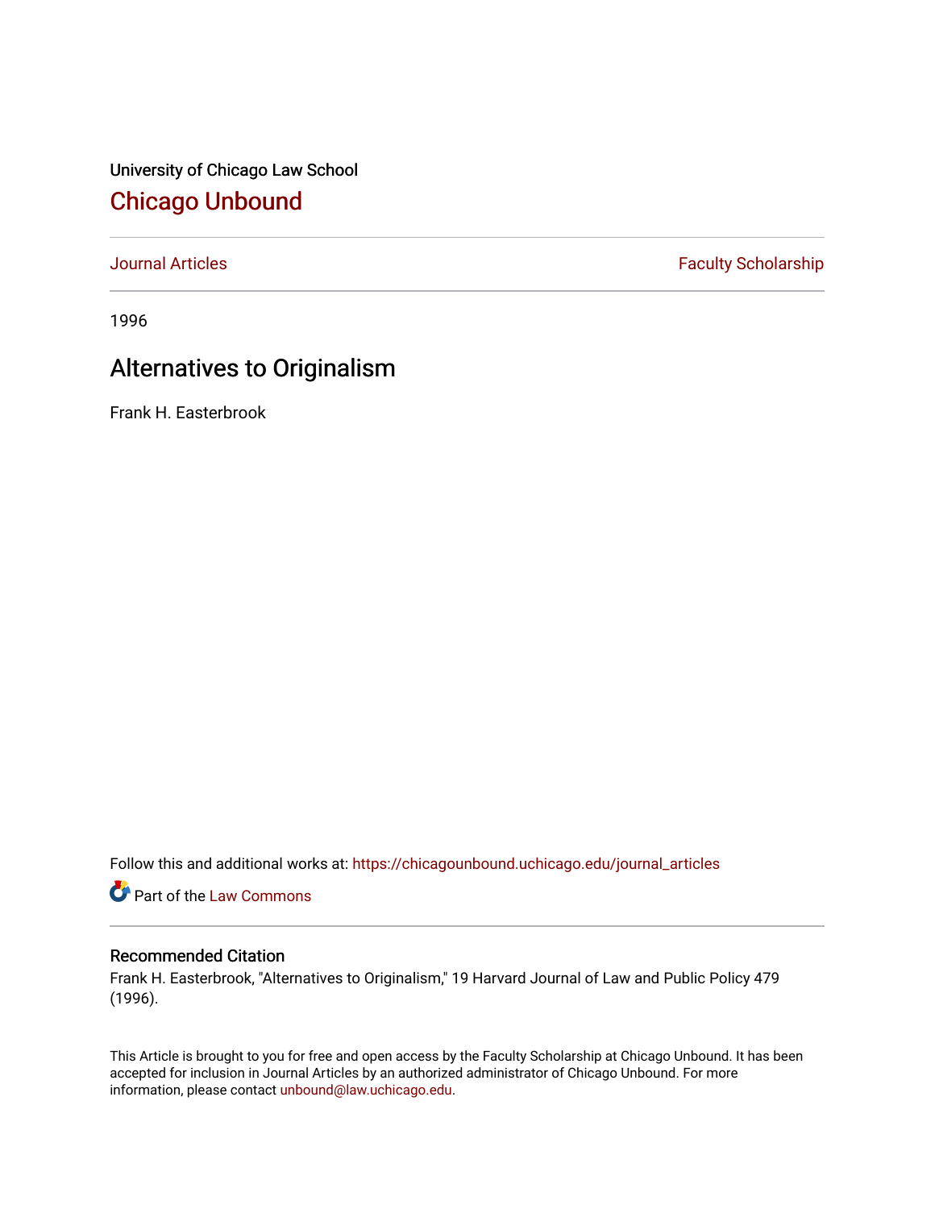University of Chicago Law School

## Chicago Unbound

Journal Articles | Faculty Scholarship

1996

# Alternatives to Originalism

Frank H. Easterbrook

Follow this and additional works at: https://chicagounbound.uchicago.edu/journal_articles

Part of the Law Commons

### Recommended Citation

Frank H. Easterbrook, "Alternatives to Originalism," 19 Harvard Journal of Law and Public Policy 479 (1996).

This Article is brought to you for free and open access by the Faculty Scholarship at Chicago Unbound. It has been accepted for inclusion in Journal Articles by an authorized administrator of Chicago Unbound. For more information, please contact unbound@law.uchicago.edu.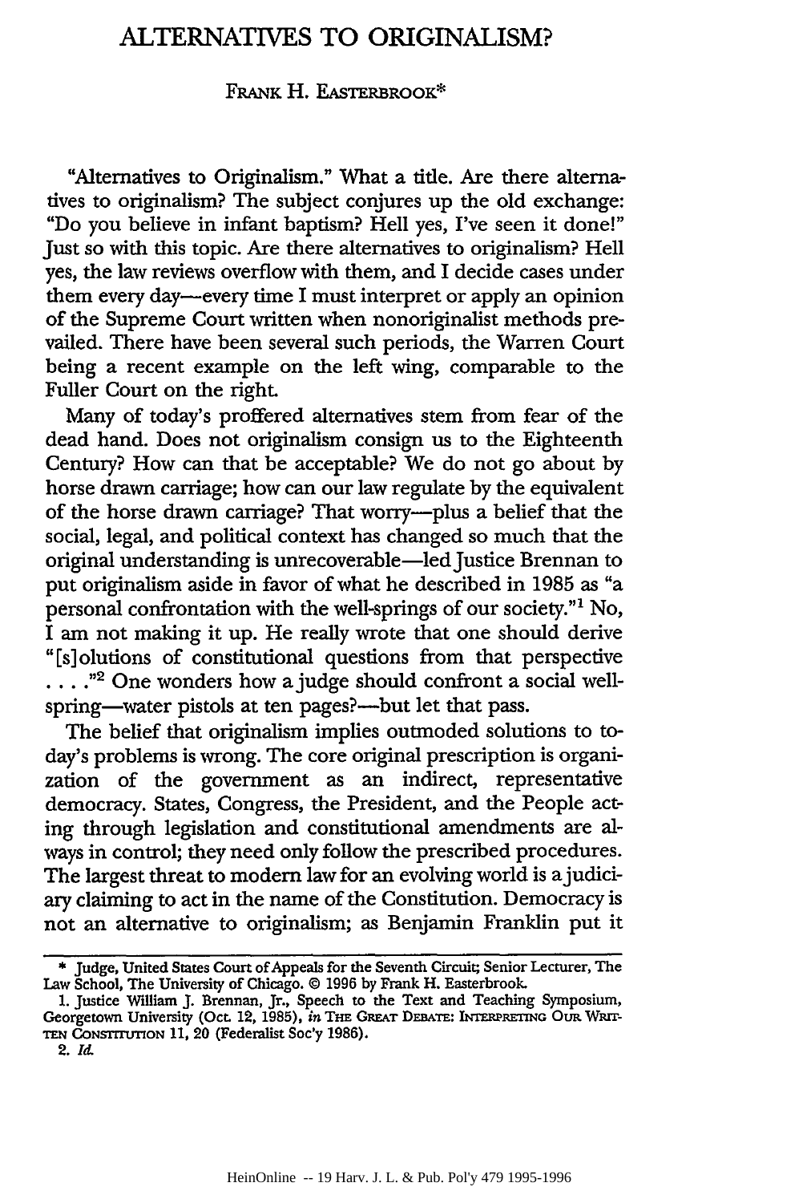# ALTERNATIVES TO ORIGINALISM?

FRANK H. EASTERBROOK*

"Alternatives to Originalism." What a title. Are there alternatives to originalism? The subject conjures up the old exchange: "Do you believe in infant baptism? Hell yes, I've seen it done!" Just so with this topic. Are there alternatives to originalism? Hell yes, the law reviews overflow with them, and I decide cases under them every day—every time I must interpret or apply an opinion of the Supreme Court written when nonoriginalist methods prevailed. There have been several such periods, the Warren Court being a recent example on the left wing, comparable to the Fuller Court on the right.

Many of today's proffered alternatives stem from fear of the dead hand. Does not originalism consign us to the Eighteenth Century? How can that be acceptable? We do not go about by horse drawn carriage; how can our law regulate by the equivalent of the horse drawn carriage? That worry—plus a belief that the social, legal, and political context has changed so much that the original understanding is unrecoverable—led Justice Brennan to put originalism aside in favor of what he described in 1985 as "a personal confrontation with the well-springs of our society."[1] No, I am not making it up. He really wrote that one should derive "[s]olutions of constitutional questions from that perspective . . . ."[2] One wonders how a judge should confront a social well-spring—water pistols at ten pages?—but let that pass.

The belief that originalism implies outmoded solutions to today's problems is wrong. The core original prescription is organization of the government as an indirect, representative democracy. States, Congress, the President, and the People acting through legislation and constitutional amendments are always in control; they need only follow the prescribed procedures. The largest threat to modern law for an evolving world is a judiciary claiming to act in the name of the Constitution. Democracy is not an alternative to originalism; as Benjamin Franklin put it

---

\* Judge, United States Court of Appeals for the Seventh Circuit; Senior Lecturer, The Law School, The University of Chicago. © 1996 by Frank H. Easterbrook.

1. Justice William J. Brennan, Jr., Speech to the Text and Teaching Symposium, Georgetown University (Oct. 12, 1985), *in* THE GREAT DEBATE: INTERPRETING OUR WRITTEN CONSTITUTION 11, 20 (Federalist Soc'y 1986).

2. *Id.*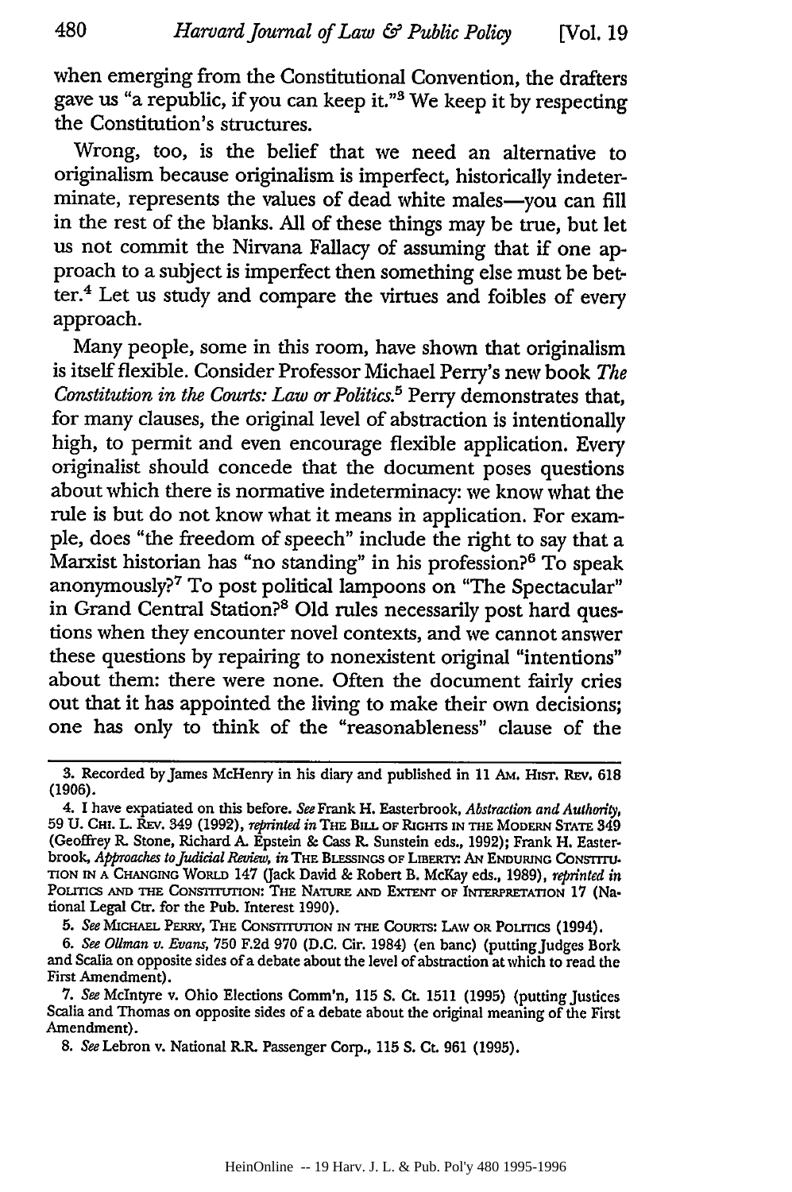when emerging from the Constitutional Convention, the drafters gave us "a republic, if you can keep it."[3] We keep it by respecting the Constitution's structures.

Wrong, too, is the belief that we need an alternative to originalism because originalism is imperfect, historically indeterminate, represents the values of dead white males—you can fill in the rest of the blanks. All of these things may be true, but let us not commit the Nirvana Fallacy of assuming that if one approach to a subject is imperfect then something else must be better.[4] Let us study and compare the virtues and foibles of every approach.

Many people, some in this room, have shown that originalism is itself flexible. Consider Professor Michael Perry's new book *The Constitution in the Courts: Law or Politics*.[5] Perry demonstrates that, for many clauses, the original level of abstraction is intentionally high, to permit and even encourage flexible application. Every originalist should concede that the document poses questions about which there is normative indeterminacy: we know what the rule is but do not know what it means in application. For example, does "the freedom of speech" include the right to say that a Marxist historian has "no standing" in his profession?[6] To speak anonymously?[7] To post political lampoons on "The Spectacular" in Grand Central Station?[8] Old rules necessarily post hard questions when they encounter novel contexts, and we cannot answer these questions by repairing to nonexistent original "intentions" about them: there were none. Often the document fairly cries out that it has appointed the living to make their own decisions; one has only to think of the "reasonableness" clause of the

---

3. Recorded by James McHenry in his diary and published in 11 AM. HIST. REV. 618 (1906).

4. I have expatiated on this before. *See* Frank H. Easterbrook, *Abstraction and Authority*, 59 U. CHI. L. REV. 349 (1992), *reprinted in* THE BILL OF RIGHTS IN THE MODERN STATE 349 (Geoffrey R. Stone, Richard A. Epstein & Cass R. Sunstein eds., 1992); Frank H. Easterbrook, *Approaches to Judicial Review*, *in* THE BLESSINGS OF LIBERTY: AN ENDURING CONSTITUTION IN A CHANGING WORLD 147 (Jack David & Robert B. McKay eds., 1989), *reprinted in* POLITICS AND THE CONSTITUTION: THE NATURE AND EXTENT OF INTERPRETATION 17 (National Legal Ctr. for the Pub. Interest 1990).

5. *See* MICHAEL PERRY, THE CONSTITUTION IN THE COURTS: LAW OR POLITICS (1994).

6. *See Ollman v. Evans*, 750 F.2d 970 (D.C. Cir. 1984) (en banc) (putting Judges Bork and Scalia on opposite sides of a debate about the level of abstraction at which to read the First Amendment).

7. *See* McIntyre v. Ohio Elections Comm'n, 115 S. Ct. 1511 (1995) (putting Justices Scalia and Thomas on opposite sides of a debate about the original meaning of the First Amendment).

8. *See* Lebron v. National R.R. Passenger Corp., 115 S. Ct. 961 (1995).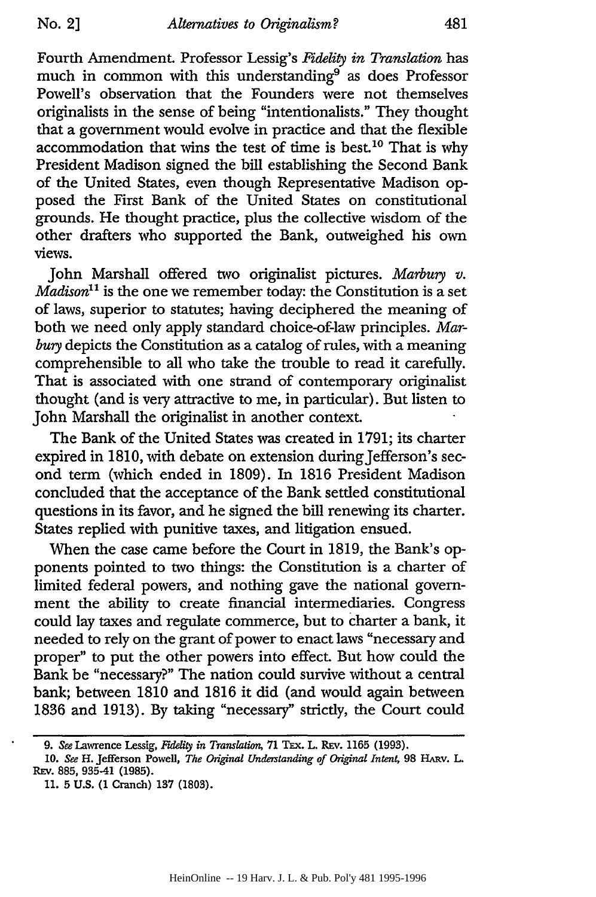Fourth Amendment. Professor Lessig's *Fidelity in Translation* has much in common with this understanding[9] as does Professor Powell's observation that the Founders were not themselves originalists in the sense of being "intentionalists." They thought that a government would evolve in practice and that the flexible accommodation that wins the test of time is best.[10] That is why President Madison signed the bill establishing the Second Bank of the United States, even though Representative Madison opposed the First Bank of the United States on constitutional grounds. He thought practice, plus the collective wisdom of the other drafters who supported the Bank, outweighed his own views.

John Marshall offered two originalist pictures. *Marbury v. Madison*[11] is the one we remember today: the Constitution is a set of laws, superior to statutes; having deciphered the meaning of both we need only apply standard choice-of-law principles. *Marbury* depicts the Constitution as a catalog of rules, with a meaning comprehensible to all who take the trouble to read it carefully. That is associated with one strand of contemporary originalist thought (and is very attractive to me, in particular). But listen to John Marshall the originalist in another context.

The Bank of the United States was created in 1791; its charter expired in 1810, with debate on extension during Jefferson's second term (which ended in 1809). In 1816 President Madison concluded that the acceptance of the Bank settled constitutional questions in its favor, and he signed the bill renewing its charter. States replied with punitive taxes, and litigation ensued.

When the case came before the Court in 1819, the Bank's opponents pointed to two things: the Constitution is a charter of limited federal powers, and nothing gave the national government the ability to create financial intermediaries. Congress could lay taxes and regulate commerce, but to charter a bank, it needed to rely on the grant of power to enact laws "necessary and proper" to put the other powers into effect. But how could the Bank be "necessary?" The nation could survive without a central bank; between 1810 and 1816 it did (and would again between 1836 and 1913). By taking "necessary" strictly, the Court could

---

9. *See* Lawrence Lessig, *Fidelity in Translation*, 71 TEX. L. REV. 1165 (1993).

10. *See* H. Jefferson Powell, *The Original Understanding of Original Intent*, 98 HARV. L. REV. 885, 935-41 (1985).

11. 5 U.S. (1 Cranch) 137 (1803).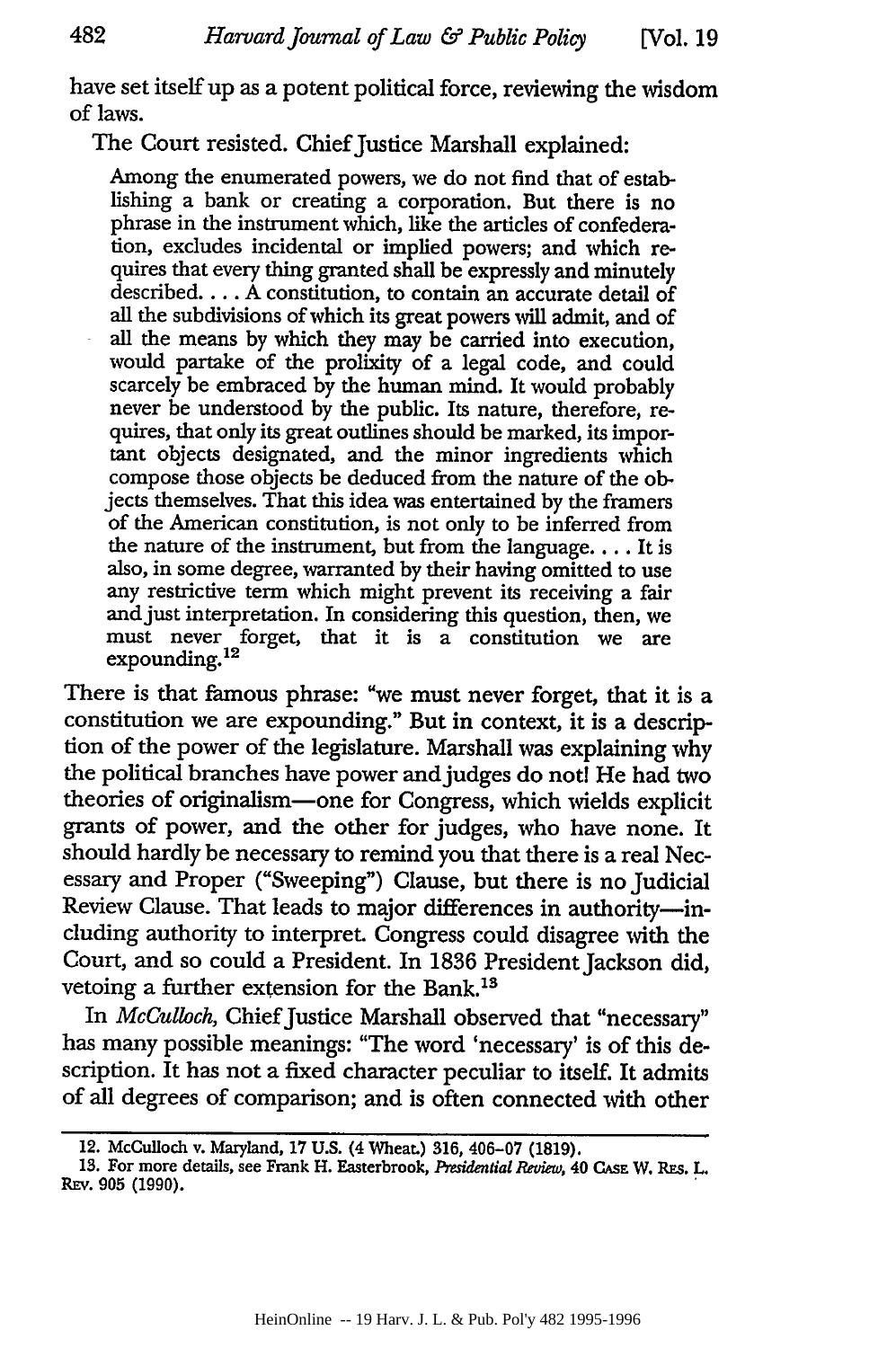have set itself up as a potent political force, reviewing the wisdom of laws.

The Court resisted. Chief Justice Marshall explained:

> Among the enumerated powers, we do not find that of establishing a bank or creating a corporation. But there is no phrase in the instrument which, like the articles of confederation, excludes incidental or implied powers; and which requires that every thing granted shall be expressly and minutely described. . . . A constitution, to contain an accurate detail of all the subdivisions of which its great powers will admit, and of all the means by which they may be carried into execution, would partake of the prolixity of a legal code, and could scarcely be embraced by the human mind. It would probably never be understood by the public. Its nature, therefore, requires, that only its great outlines should be marked, its important objects designated, and the minor ingredients which compose those objects be deduced from the nature of the objects themselves. That this idea was entertained by the framers of the American constitution, is not only to be inferred from the nature of the instrument, but from the language. . . . It is also, in some degree, warranted by their having omitted to use any restrictive term which might prevent its receiving a fair and just interpretation. In considering this question, then, we must never forget, that it is a constitution we are expounding.[12]

There is that famous phrase: "we must never forget, that it is a constitution we are expounding." But in context, it is a description of the power of the legislature. Marshall was explaining why the political branches have power and judges do not! He had two theories of originalism—one for Congress, which wields explicit grants of power, and the other for judges, who have none. It should hardly be necessary to remind you that there is a real Necessary and Proper ("Sweeping") Clause, but there is no Judicial Review Clause. That leads to major differences in authority—including authority to interpret. Congress could disagree with the Court, and so could a President. In 1836 President Jackson did, vetoing a further extension for the Bank.[13]

In *McCulloch*, Chief Justice Marshall observed that "necessary" has many possible meanings: "The word 'necessary' is of this description. It has not a fixed character peculiar to itself. It admits of all degrees of comparison; and is often connected with other

---

12. McCulloch v. Maryland, 17 U.S. (4 Wheat.) 316, 406–07 (1819).

13. For more details, see Frank H. Easterbrook, *Presidential Review*, 40 CASE W. RES. L. REV. 905 (1990).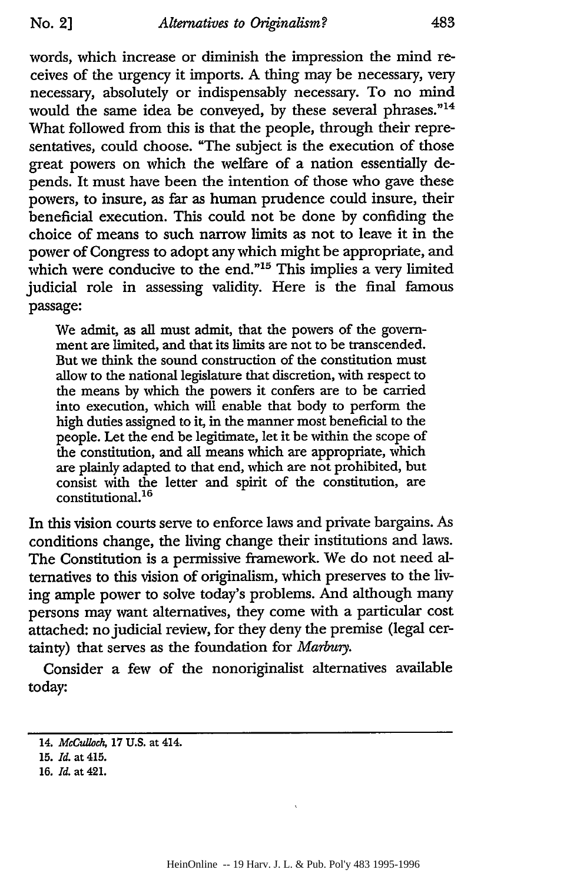words, which increase or diminish the impression the mind receives of the urgency it imports. A thing may be necessary, very necessary, absolutely or indispensably necessary. To no mind would the same idea be conveyed, by these several phrases."[14] What followed from this is that the people, through their representatives, could choose. "The subject is the execution of those great powers on which the welfare of a nation essentially depends. It must have been the intention of those who gave these powers, to insure, as far as human prudence could insure, their beneficial execution. This could not be done by confiding the choice of means to such narrow limits as not to leave it in the power of Congress to adopt any which might be appropriate, and which were conducive to the end."[15] This implies a very limited judicial role in assessing validity. Here is the final famous passage:

> We admit, as all must admit, that the powers of the government are limited, and that its limits are not to be transcended. But we think the sound construction of the constitution must allow to the national legislature that discretion, with respect to the means by which the powers it confers are to be carried into execution, which will enable that body to perform the high duties assigned to it, in the manner most beneficial to the people. Let the end be legitimate, let it be within the scope of the constitution, and all means which are appropriate, which are plainly adapted to that end, which are not prohibited, but consist with the letter and spirit of the constitution, are constitutional.[16]

In this vision courts serve to enforce laws and private bargains. As conditions change, the living change their institutions and laws. The Constitution is a permissive framework. We do not need alternatives to this vision of originalism, which preserves to the living ample power to solve today's problems. And although many persons may want alternatives, they come with a particular cost attached: no judicial review, for they deny the premise (legal certainty) that serves as the foundation for *Marbury*.

Consider a few of the nonoriginalist alternatives available today:

---

14. *McCulloch*, 17 U.S. at 414.

15. *Id.* at 415.

16. *Id.* at 421.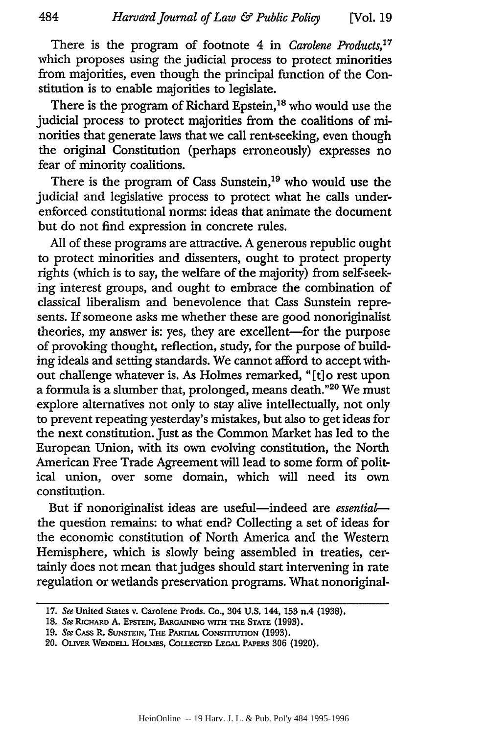There is the program of footnote 4 in *Carolene Products*,[17] which proposes using the judicial process to protect minorities from majorities, even though the principal function of the Constitution is to enable majorities to legislate.

There is the program of Richard Epstein,[18] who would use the judicial process to protect majorities from the coalitions of minorities that generate laws that we call rent-seeking, even though the original Constitution (perhaps erroneously) expresses no fear of minority coalitions.

There is the program of Cass Sunstein,[19] who would use the judicial and legislative process to protect what he calls underenforced constitutional norms: ideas that animate the document but do not find expression in concrete rules.

All of these programs are attractive. A generous republic ought to protect minorities and dissenters, ought to protect property rights (which is to say, the welfare of the majority) from self-seeking interest groups, and ought to embrace the combination of classical liberalism and benevolence that Cass Sunstein represents. If someone asks me whether these are good nonoriginalist theories, my answer is: yes, they are excellent—for the purpose of provoking thought, reflection, study, for the purpose of building ideals and setting standards. We cannot afford to accept without challenge whatever is. As Holmes remarked, "[t]o rest upon a formula is a slumber that, prolonged, means death."[20] We must explore alternatives not only to stay alive intellectually, not only to prevent repeating yesterday's mistakes, but also to get ideas for the next constitution. Just as the Common Market has led to the European Union, with its own evolving constitution, the North American Free Trade Agreement will lead to some form of political union, over some domain, which will need its own constitution.

But if nonoriginalist ideas are useful—indeed are *essential*—the question remains: to what end? Collecting a set of ideas for the economic constitution of North America and the Western Hemisphere, which is slowly being assembled in treaties, certainly does not mean that judges should start intervening in rate regulation or wetlands preservation programs. What nonoriginal-

---

17. *See* United States v. Carolene Prods. Co., 304 U.S. 144, 153 n.4 (1938).
18. *See* RICHARD A. EPSTEIN, BARGAINING WITH THE STATE (1993).
19. *See* CASS R. SUNSTEIN, THE PARTIAL CONSTITUTION (1993).
20. OLIVER WENDELL HOLMES, COLLECTED LEGAL PAPERS 306 (1920).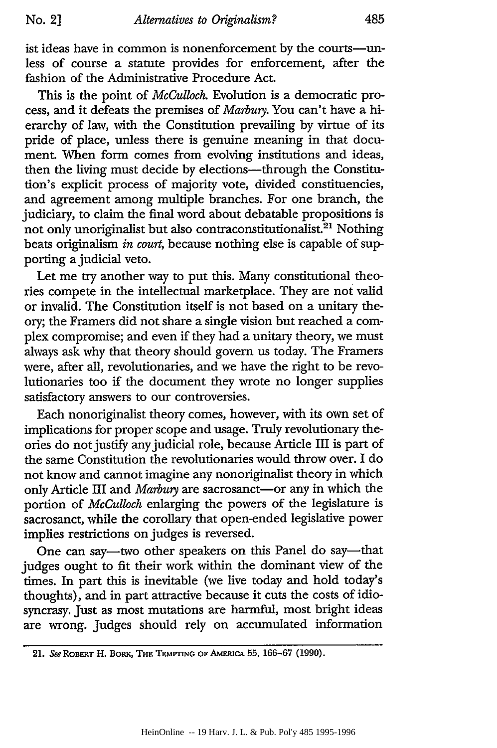ist ideas have in common is nonenforcement by the courts—unless of course a statute provides for enforcement, after the fashion of the Administrative Procedure Act.

This is the point of *McCulloch*. Evolution is a democratic process, and it defeats the premises of *Marbury*. You can't have a hierarchy of law, with the Constitution prevailing by virtue of its pride of place, unless there is genuine meaning in that document. When form comes from evolving institutions and ideas, then the living must decide by elections—through the Constitution's explicit process of majority vote, divided constituencies, and agreement among multiple branches. For one branch, the judiciary, to claim the final word about debatable propositions is not only unoriginalist but also contraconstitutionalist.[21] Nothing beats originalism *in court*, because nothing else is capable of supporting a judicial veto.

Let me try another way to put this. Many constitutional theories compete in the intellectual marketplace. They are not valid or invalid. The Constitution itself is not based on a unitary theory; the Framers did not share a single vision but reached a complex compromise; and even if they had a unitary theory, we must always ask why that theory should govern us today. The Framers were, after all, revolutionaries, and we have the right to be revolutionaries too if the document they wrote no longer supplies satisfactory answers to our controversies.

Each nonoriginalist theory comes, however, with its own set of implications for proper scope and usage. Truly revolutionary theories do not justify any judicial role, because Article III is part of the same Constitution the revolutionaries would throw over. I do not know and cannot imagine any nonoriginalist theory in which only Article III and *Marbury* are sacrosanct—or any in which the portion of *McCulloch* enlarging the powers of the legislature is sacrosanct, while the corollary that open-ended legislative power implies restrictions on judges is reversed.

One can say—two other speakers on this Panel do say—that judges ought to fit their work within the dominant view of the times. In part this is inevitable (we live today and hold today's thoughts), and in part attractive because it cuts the costs of idiosyncrasy. Just as most mutations are harmful, most bright ideas are wrong. Judges should rely on accumulated information

---

21. *See* Robert H. Bork, The Tempting of America 55, 166–67 (1990).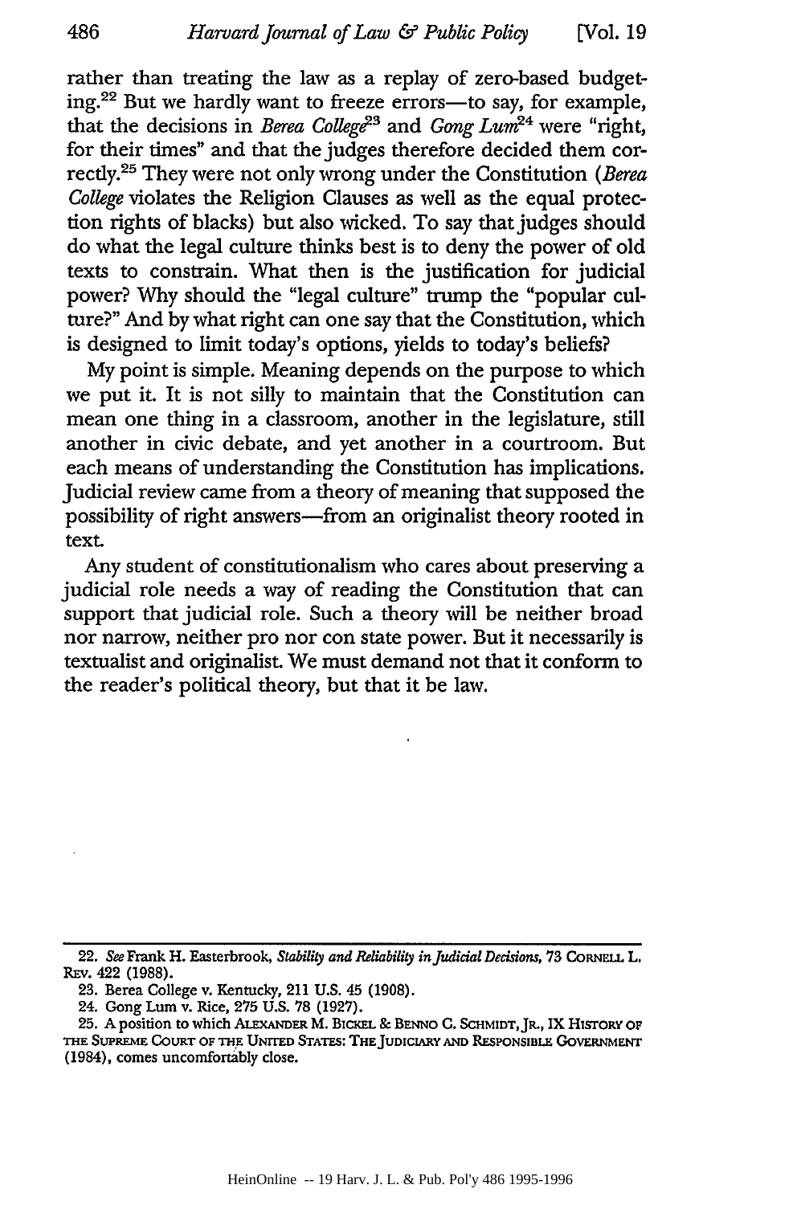rather than treating the law as a replay of zero-based budgeting.[22] But we hardly want to freeze errors—to say, for example, that the decisions in *Berea College*[23] and *Gong Lum*[24] were "right, for their times" and that the judges therefore decided them correctly.[25] They were not only wrong under the Constitution (*Berea College* violates the Religion Clauses as well as the equal protection rights of blacks) but also wicked. To say that judges should do what the legal culture thinks best is to deny the power of old texts to constrain. What then is the justification for judicial power? Why should the "legal culture" trump the "popular culture?" And by what right can one say that the Constitution, which is designed to limit today's options, yields to today's beliefs?

My point is simple. Meaning depends on the purpose to which we put it. It is not silly to maintain that the Constitution can mean one thing in a classroom, another in the legislature, still another in civic debate, and yet another in a courtroom. But each means of understanding the Constitution has implications. Judicial review came from a theory of meaning that supposed the possibility of right answers—from an originalist theory rooted in text.

Any student of constitutionalism who cares about preserving a judicial role needs a way of reading the Constitution that can support that judicial role. Such a theory will be neither broad nor narrow, neither pro nor con state power. But it necessarily is textualist and originalist. We must demand not that it conform to the reader's political theory, but that it be law.

---

22. *See* Frank H. Easterbrook, *Stability and Reliability in Judicial Decisions*, 73 CORNELL L. REV. 422 (1988).

23. Berea College v. Kentucky, 211 U.S. 45 (1908).

24. Gong Lum v. Rice, 275 U.S. 78 (1927).

25. A position to which ALEXANDER M. BICKEL & BENNO C. SCHMIDT, JR., IX HISTORY OF THE SUPREME COURT OF THE UNITED STATES: THE JUDICIARY AND RESPONSIBLE GOVERNMENT (1984), comes uncomfortably close.